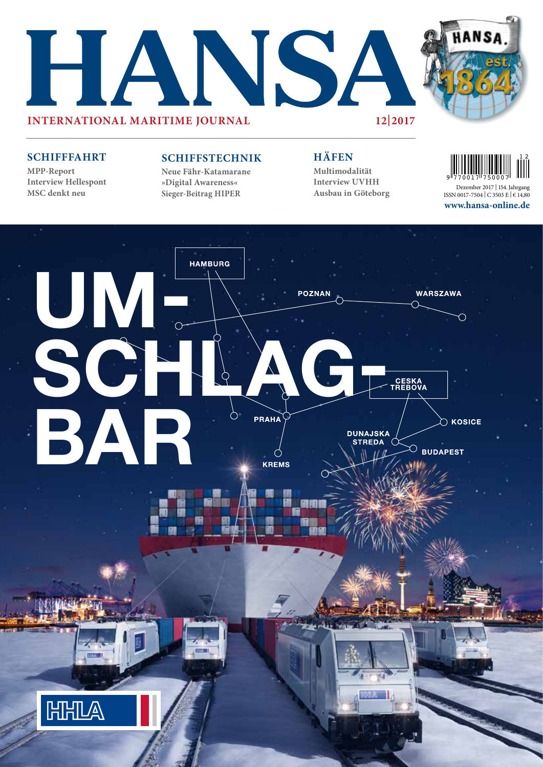# HANSA

**INTERNATIONAL MARITIME JOURNAL** 12|2017

HANSA. est. 1864

## SCHIFFFAHRT

**MPP-Report**
**Interview Hellespont**
**MSC denkt neu**

## SCHIFFSTECHNIK

**Neue Fähr-Katamarane**
**»Digital Awareness«**
**Sieger-Beitrag HIPER**

## HÄFEN

**Multimodalität**
**Interview UVHH**
**Ausbau in Göteborg**

Dezember 2017 | 154. Jahrgang
ISSN 0017-7504 | C 3503 E | € 14,80
**www.hansa-online.de**

# UM-SCHLAG-BAR

HAMBURG, POZNAN, WARSZAWA, CESKA TREBOVA, PRAHA, KOSICE, DUNAJSKA STREDA, BUDAPEST, KREMS

HHLA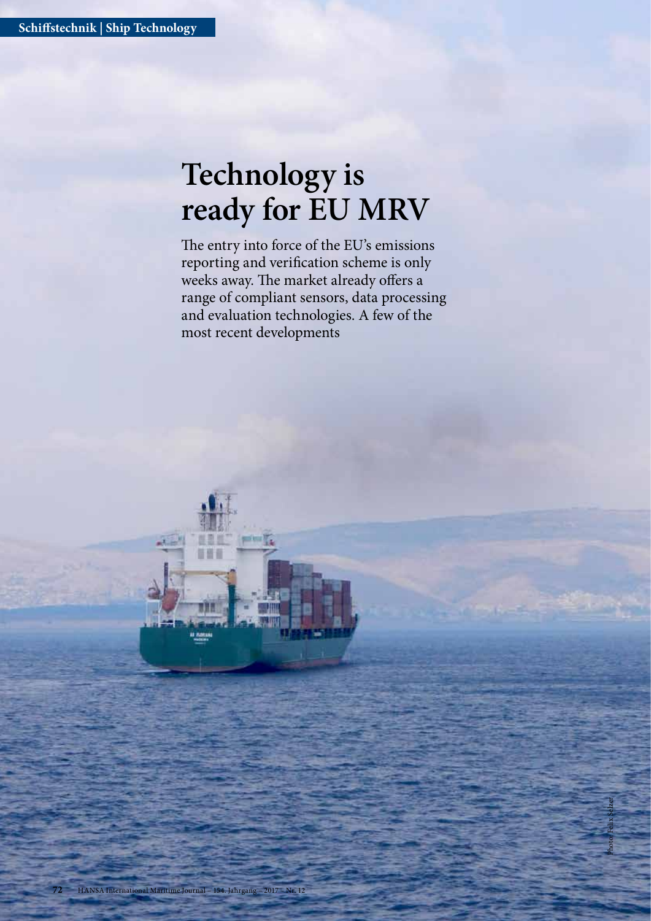# Technology is ready for EU MRV

The entry into force of the EU's emissions reporting and verification scheme is only weeks away. The market already offers a range of compliant sensors, data processing and evaluation technologies. A few of the most recent developments

Photo: Felix Selzer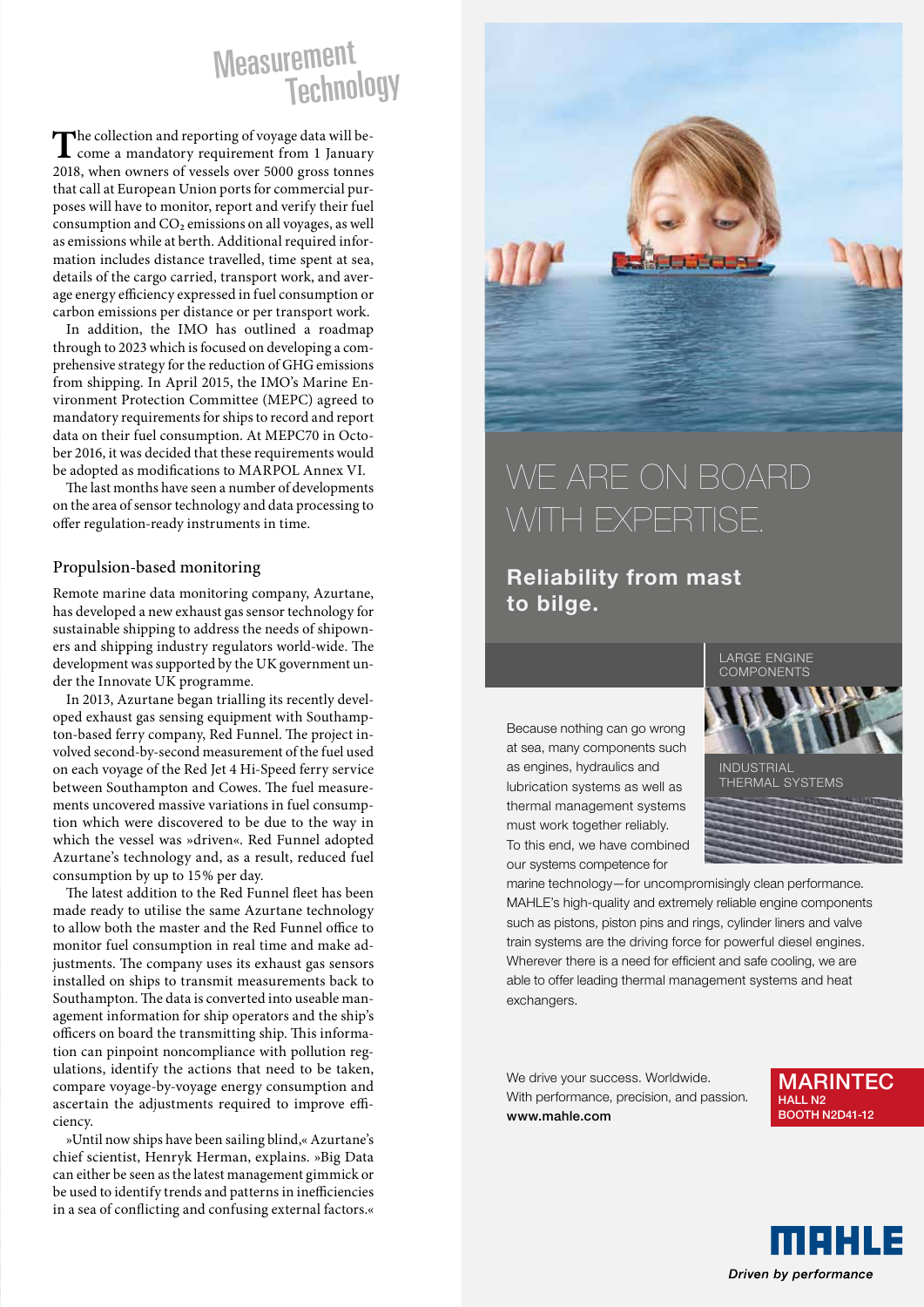# Measurement Technology

The collection and reporting of voyage data will become a mandatory requirement from 1 January 2018, when owners of vessels over 5000 gross tonnes that call at European Union ports for commercial purposes will have to monitor, report and verify their fuel consumption and $CO_2$ emissions on all voyages, as well as emissions while at berth. Additional required information includes distance travelled, time spent at sea, details of the cargo carried, transport work, and average energy efficiency expressed in fuel consumption or carbon emissions per distance or per transport work.

In addition, the IMO has outlined a roadmap through to 2023 which is focused on developing a comprehensive strategy for the reduction of GHG emissions from shipping. In April 2015, the IMO's Marine Environment Protection Committee (MEPC) agreed to mandatory requirements for ships to record and report data on their fuel consumption. At MEPC70 in October 2016, it was decided that these requirements would be adopted as modifications to MARPOL Annex VI.

The last months have seen a number of developments on the area of sensor technology and data processing to offer regulation-ready instruments in time.

## Propulsion-based monitoring

Remote marine data monitoring company, Azurtane, has developed a new exhaust gas sensor technology for sustainable shipping to address the needs of shipowners and shipping industry regulators world-wide. The development was supported by the UK government under the Innovate UK programme.

In 2013, Azurtane began trialling its recently developed exhaust gas sensing equipment with Southampton-based ferry company, Red Funnel. The project involved second-by-second measurement of the fuel used on each voyage of the Red Jet 4 Hi-Speed ferry service between Southampton and Cowes. The fuel measurements uncovered massive variations in fuel consumption which were discovered to be due to the way in which the vessel was »driven«. Red Funnel adopted Azurtane's technology and, as a result, reduced fuel consumption by up to 15% per day.

The latest addition to the Red Funnel fleet has been made ready to utilise the same Azurtane technology to allow both the master and the Red Funnel office to monitor fuel consumption in real time and make adjustments. The company uses its exhaust gas sensors installed on ships to transmit measurements back to Southampton. The data is converted into useable management information for ship operators and the ship's officers on board the transmitting ship. This information can pinpoint noncompliance with pollution regulations, identify the actions that need to be taken, compare voyage-by-voyage energy consumption and ascertain the adjustments required to improve efficiency.

»Until now ships have been sailing blind,« Azurtane's chief scientist, Henryk Herman, explains. »Big Data can either be seen as the latest management gimmick or be used to identify trends and patterns in inefficiencies in a sea of conflicting and confusing external factors.«

WE ARE ON BOARD WITH EXPERTISE.

**Reliability from mast to bilge.**

LARGE ENGINE COMPONENTS

INDUSTRIAL THERMAL SYSTEMS

Because nothing can go wrong at sea, many components such as engines, hydraulics and lubrication systems as well as thermal management systems must work together reliably. To this end, we have combined our systems competence for marine technology—for uncompromisingly clean performance. MAHLE's high-quality and extremely reliable engine components such as pistons, piston pins and rings, cylinder liners and valve train systems are the driving force for powerful diesel engines. Wherever there is a need for efficient and safe cooling, we are able to offer leading thermal management systems and heat exchangers.

We drive your success. Worldwide. With performance, precision, and passion.
**www.mahle.com**

**MARINTEC**
**HALL N2**
**BOOTH N2D41-12**

**MAHLE**
*Driven by performance*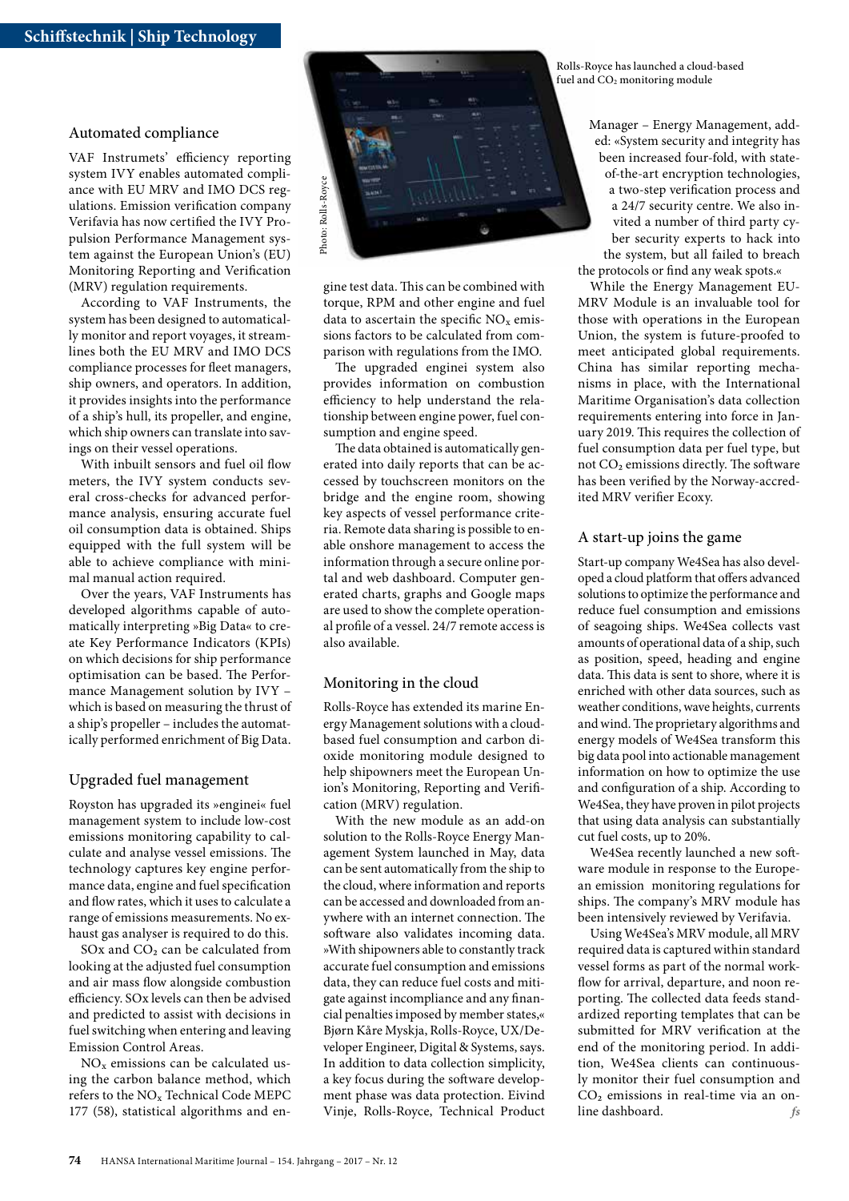## Automated compliance

VAF Instrumets' efficiency reporting system IVY enables automated compliance with EU MRV and IMO DCS regulations. Emission verification company Verifavia has now certified the IVY Propulsion Performance Management system against the European Union's (EU) Monitoring Reporting and Verification (MRV) regulation requirements.

According to VAF Instruments, the system has been designed to automatically monitor and report voyages, it streamlines both the EU MRV and IMO DCS compliance processes for fleet managers, ship owners, and operators. In addition, it provides insights into the performance of a ship's hull, its propeller, and engine, which ship owners can translate into savings on their vessel operations.

With inbuilt sensors and fuel oil flow meters, the IVY system conducts several cross-checks for advanced performance analysis, ensuring accurate fuel oil consumption data is obtained. Ships equipped with the full system will be able to achieve compliance with minimal manual action required.

Over the years, VAF Instruments has developed algorithms capable of automatically interpreting »Big Data« to create Key Performance Indicators (KPIs) on which decisions for ship performance optimisation can be based. The Performance Management solution by IVY – which is based on measuring the thrust of a ship's propeller – includes the automatically performed enrichment of Big Data.

## Upgraded fuel management

Royston has upgraded its »enginei« fuel management system to include low-cost emissions monitoring capability to calculate and analyse vessel emissions. The technology captures key engine performance data, engine and fuel specification and flow rates, which it uses to calculate a range of emissions measurements. No exhaust gas analyser is required to do this.

SOx and $CO_2$ can be calculated from looking at the adjusted fuel consumption and air mass flow alongside combustion efficiency. SOx levels can then be advised and predicted to assist with decisions in fuel switching when entering and leaving Emission Control Areas.

$NO_x$ emissions can be calculated using the key carbon balance method, which refers to the $NO_x$ Technical Code MEPC 177 (58), statistical algorithms and engine test data. This can be combined with torque, RPM and other engine and fuel data to ascertain the specific $NO_x$ emissions factors to be calculated from comparison with regulations from the IMO.

The upgraded enginei system also provides information on combustion efficiency to help understand the relationship between engine power, fuel consumption and engine speed.

The data obtained is automatically generated into daily reports that can be accessed by touchscreen monitors on the bridge and the engine room, showing key aspects of vessel performance criteria. Remote data sharing is possible to enable onshore management to access the information through a secure online portal and web dashboard. Computer generated charts, graphs and Google maps are used to show the complete operational profile of a vessel. 24/7 remote access is also available.

## Monitoring in the cloud

Photo: Rolls-Royce

Rolls-Royce has launched a cloud-based fuel and $CO_2$ monitoring module

Rolls-Royce has extended its marine Energy Management solutions with a cloud-based fuel consumption and carbon dioxide monitoring module designed to help shipowners meet the European Union's Monitoring, Reporting and Verification (MRV) regulation.

With the new module as an add-on solution to the Rolls-Royce Energy Management System launched in May, data can be sent automatically from the ship to the cloud, where information and reports can be accessed and downloaded from anywhere with an internet connection. The software also validates incoming data. »With shipowners able to constantly track accurate fuel consumption and emissions data, they can reduce fuel costs and mitigate against incompliance and any financial penalties imposed by member states,« Bjørn Kåre Myskja, Rolls-Royce, UX/Developer Engineer, Digital & Systems, says. In addition to data collection simplicity, a key focus during the software development phase was data protection. Eivind Vinje, Rolls-Royce, Technical Product Manager – Energy Management, added: «System security and integrity has been increased four-fold, with state-of-the-art encryption technologies, a two-step verification process and a 24/7 security centre. We also invited a number of third party cyber security experts to hack into the system, but all failed to breach the protocols or find any weak spots.«

While the Energy Management EU-MRV Module is an invaluable tool for those with operations in the European Union, the system is future-proofed to meet anticipated global requirements. China has similar reporting mechanisms in place, with the International Maritime Organisation's data collection requirements entering into force in January 2019. This requires the collection of fuel consumption data per fuel type, but not $CO_2$ emissions directly. The software has been verified by the Norway-accredited MRV verifier Ecoxy.

## A start-up joins the game

Start-up company We4Sea has also developed a cloud platform that offers advanced solutions to optimize the performance and reduce fuel consumption and emissions of seagoing ships. We4Sea collects vast amounts of operational data of a ship, such as position, speed, heading and engine data. This data is sent to shore, where it is enriched with other data sources, such as weather conditions, wave heights, currents and wind. The proprietary algorithms and energy models of We4Sea transform this big data pool into actionable management information on how to optimize the use and configuration of a ship. According to We4Sea, they have proven in pilot projects that using data analysis can substantially cut fuel costs, up to 20%.

We4Sea recently launched a new software module in response to the European emission monitoring regulations for ships. The company's MRV module has been intensively reviewed by Verifavia.

Using We4Sea's MRV module, all MRV required data is captured within standard vessel forms as part of the normal workflow for arrival, departure, and noon reporting. The collected data feeds standardized reporting templates that can be submitted for MRV verification at the end of the monitoring period. In addition, We4Sea clients can continuously monitor their fuel consumption and $CO_2$ emissions in real-time via an online dashboard. *fs*